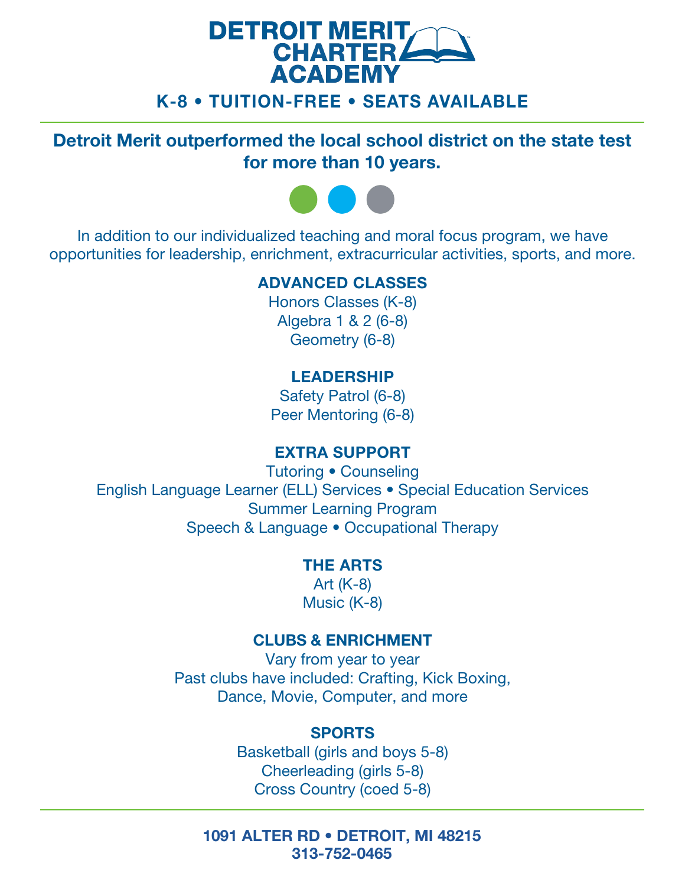# DETROIT MERIT CHARTER ACADEMY

**K-8 • TUITION-FREE • SEATS AVAILABLE**

---

**Detroit Merit outperformed the local school district on the state test for more than 10 years.**

In addition to our individualized teaching and moral focus program, we have opportunities for leadership, enrichment, extracurricular activities, sports, and more.

### ADVANCED CLASSES

Honors Classes (K-8)
Algebra 1 & 2 (6-8)
Geometry (6-8)

### LEADERSHIP

Safety Patrol (6-8)
Peer Mentoring (6-8)

### EXTRA SUPPORT

Tutoring • Counseling
English Language Learner (ELL) Services • Special Education Services
Summer Learning Program
Speech & Language • Occupational Therapy

### THE ARTS

Art (K-8)
Music (K-8)

### CLUBS & ENRICHMENT

Vary from year to year
Past clubs have included: Crafting, Kick Boxing, Dance, Movie, Computer, and more

### SPORTS

Basketball (girls and boys 5-8)
Cheerleading (girls 5-8)
Cross Country (coed 5-8)

---

**1091 ALTER RD • DETROIT, MI 48215**
**313-752-0465**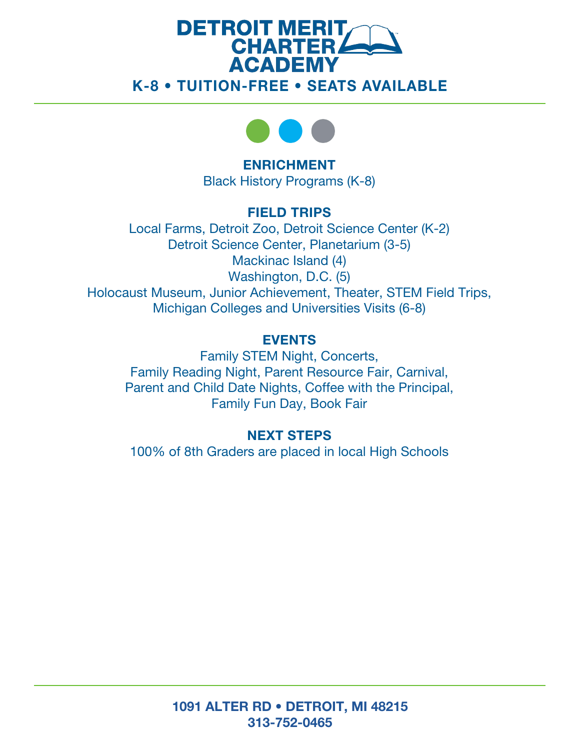# DETROIT MERIT CHARTER ACADEMY

**K-8 • TUITION-FREE • SEATS AVAILABLE**

## ENRICHMENT

Black History Programs (K-8)

## FIELD TRIPS

Local Farms, Detroit Zoo, Detroit Science Center (K-2)
Detroit Science Center, Planetarium (3-5)
Mackinac Island (4)
Washington, D.C. (5)
Holocaust Museum, Junior Achievement, Theater, STEM Field Trips, Michigan Colleges and Universities Visits (6-8)

## EVENTS

Family STEM Night, Concerts, Family Reading Night, Parent Resource Fair, Carnival, Parent and Child Date Nights, Coffee with the Principal, Family Fun Day, Book Fair

## NEXT STEPS

100% of 8th Graders are placed in local High Schools

**1091 ALTER RD • DETROIT, MI 48215**
**313-752-0465**